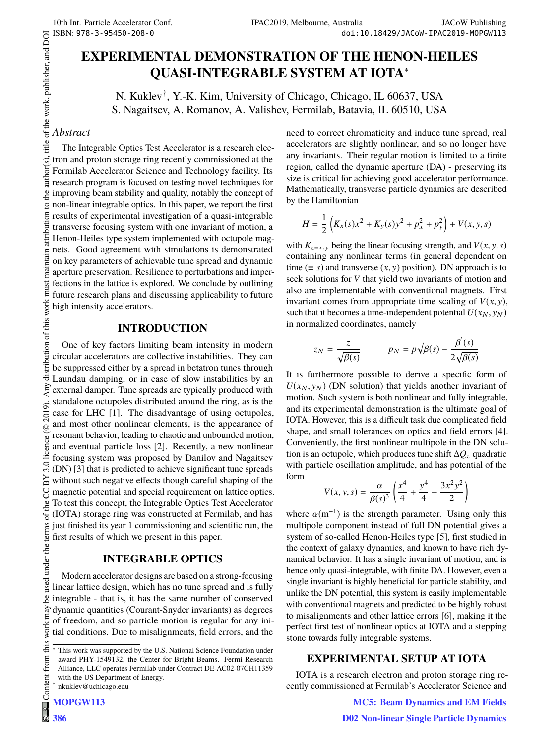# EXPERIMENTAL DEMONSTRATION OF THE HENON-HEILES QUASI-INTEGRABLE SYSTEM AT IOTA*

N. Kuklev†, Y.-K. Kim, University of Chicago, Chicago, IL 60637, USA
S. Nagaitsev, A. Romanov, A. Valishev, Fermilab, Batavia, IL 60510, USA

## *Abstract*

The Integrable Optics Test Accelerator is a research electron and proton storage ring recently commissioned at the Fermilab Accelerator Science and Technology facility. Its research program is focused on testing novel techniques for improving beam stability and quality, notably the concept of non-linear integrable optics. In this paper, we report the first results of experimental investigation of a quasi-integrable transverse focusing system with one invariant of motion, a Henon-Heiles type system implemented with octupole magnets. Good agreement with simulations is demonstrated on key parameters of achievable tune spread and dynamic aperture preservation. Resilience to perturbations and imperfections in the lattice is explored. We conclude by outlining future research plans and discussing applicability to future high intensity accelerators.

## INTRODUCTION

One of key factors limiting beam intensity in modern circular accelerators are collective instabilities. They can be suppressed either by a spread in betatron tunes through Laundau damping, or in case of slow instabilities by an external damper. Tune spreads are typically produced with standalone octupoles distributed around the ring, as is the case for LHC [1]. The disadvantage of using octupoles, and most other nonlinear elements, is the appearance of resonant behavior, leading to chaotic and unbounded motion, and eventual particle loss [2]. Recently, a new nonlinear focusing system was proposed by Danilov and Nagaitsev (DN) [3] that is predicted to achieve significant tune spreads without such negative effects though careful shaping of the magnetic potential and special requirement on lattice optics. To test this concept, the Integrable Optics Test Accelerator (IOTA) storage ring was constructed at Fermilab, and has just finished its year 1 commissioning and scientific run, the first results of which we present in this paper.

## INTEGRABLE OPTICS

Modern accelerator designs are based on a strong-focusing linear lattice design, which has no tune spread and is fully integrable - that is, it has the same number of conserved dynamic quantities (Courant-Snyder invariants) as degrees of freedom, and so particle motion is regular for any initial conditions. Due to misalignments, field errors, and the need to correct chromaticity and induce tune spread, real accelerators are slightly nonlinear, and so no longer have any invariants. Their regular motion is limited to a finite region, called the dynamic aperture (DA) - preserving its size is critical for achieving good accelerator performance. Mathematically, transverse particle dynamics are described by the Hamiltonian

$$H = \frac{1}{2}\left(K_x(s)x^2 + K_y(s)y^2 + p_x^2 + p_y^2\right) + V(x, y, s)$$

with $K_{z=x,y}$ being the linear focusing strength, and $V(x, y, s)$ containing any nonlinear terms (in general dependent on time ($\equiv s$) and transverse $(x, y)$ position). DN approach is to seek solutions for $V$ that yield two invariants of motion and also are implementable with conventional magnets. First invariant comes from appropriate time scaling of $V(x, y)$, such that it becomes a time-independent potential $U(x_N, y_N)$ in normalized coordinates, namely

$$z_N = \frac{z}{\sqrt{\beta(s)}} \qquad p_N = p\sqrt{\beta(s)} - \frac{\beta'(s)}{2\sqrt{\beta(s)}}$$

It is furthermore possible to derive a specific form of $U(x_N, y_N)$ (DN solution) that yields another invariant of motion. Such system is both nonlinear and fully integrable, and its experimental demonstration is the ultimate goal of IOTA. However, this is a difficult task due complicated field shape, and small tolerances on optics and field errors [4]. Conveniently, the first nonlinear multipole in the DN solution is an octupole, which produces tune shift $\Delta Q_z$ quadratic with particle oscillation amplitude, and has potential of the form

$$V(x, y, s) = \frac{\alpha}{\beta(s)^3}\left(\frac{x^4}{4} + \frac{y^4}{4} - \frac{3x^2y^2}{2}\right)$$

where $\alpha(\mathrm{m}^{-1})$ is the strength parameter. Using only this multipole component instead of full DN potential gives a system of so-called Henon-Heiles type [5], first studied in the context of galaxy dynamics, and known to have rich dynamical behavior. It has a single invariant of motion, and is hence only quasi-integrable, with finite DA. However, even a single invariant is highly beneficial for particle stability, and unlike the DN potential, this system is easily implementable with conventional magnets and predicted to be highly robust to misalignments and other lattice errors [6], making it the perfect first test of nonlinear optics at IOTA and a stepping stone towards fully integrable systems.

## EXPERIMENTAL SETUP AT IOTA

IOTA is a research electron and proton storage ring recently commissioned at Fermilab's Accelerator Science and

---

* This work was supported by the U.S. National Science Foundation under award PHY-1549132, the Center for Bright Beams. Fermi Research Alliance, LLC operates Fermilab under Contract DE-AC02-07CH11359 with the US Department of Energy.

† nkuklev@uchicago.edu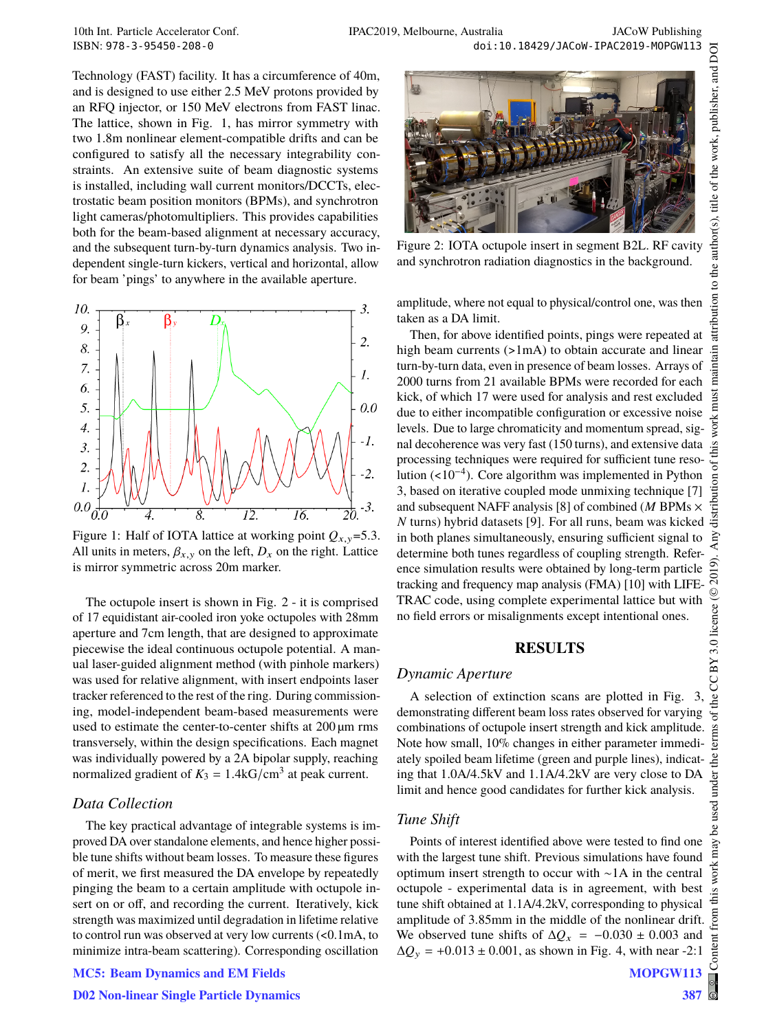Technology (FAST) facility. It has a circumference of 40m, and is designed to use either 2.5 MeV protons provided by an RFQ injector, or 150 MeV electrons from FAST linac. The lattice, shown in Fig. 1, has mirror symmetry with two 1.8m nonlinear element-compatible drifts and can be configured to satisfy all the necessary integrability constraints. An extensive suite of beam diagnostic systems is installed, including wall current monitors/DCCTs, electrostatic beam position monitors (BPMs), and synchrotron light cameras/photomultipliers. This provides capabilities both for the beam-based alignment at necessary accuracy, and the subsequent turn-by-turn dynamics analysis. Two independent single-turn kickers, vertical and horizontal, allow for beam 'pings' to anywhere in the available aperture.

Figure 1: Half of IOTA lattice at working point $Q_{x,y}$=5.3. All units in meters, $\beta_{x,y}$ on the left, $D_x$ on the right. Lattice is mirror symmetric across 20m marker.

The octupole insert is shown in Fig. 2 - it is comprised of 17 equidistant air-cooled iron yoke octupoles with 28mm aperture and 7cm length, that are designed to approximate piecewise the ideal continuous octupole potential. A manual laser-guided alignment method (with pinhole markers) was used for relative alignment, with insert endpoints laser tracker referenced to the rest of the ring. During commissioning, model-independent beam-based measurements were used to estimate the center-to-center shifts at 200 µm rms transversely, within the design specifications. Each magnet was individually powered by a 2A bipolar supply, reaching normalized gradient of $K_3$ = 1.4kG/cm$^3$ at peak current.

### Data Collection

The key practical advantage of integrable systems is improved DA over standalone elements, and hence higher possible tune shifts without beam losses. To measure these figures of merit, we first measured the DA envelope by repeatedly pinging the beam to a certain amplitude with octupole insert on or off, and recording the current. Iteratively, kick strength was maximized until degradation in lifetime relative to control run was observed at very low currents (<0.1mA, to minimize intra-beam scattering). Corresponding oscillation amplitude, where not equal to physical/control one, was then taken as a DA limit.

Figure 2: IOTA octupole insert in segment B2L. RF cavity and synchrotron radiation diagnostics in the background.

Then, for above identified points, pings were repeated at high beam currents (>1mA) to obtain accurate and linear turn-by-turn data, even in presence of beam losses. Arrays of 2000 turns from 21 available BPMs were recorded for each kick, of which 17 were used for analysis and rest excluded due to either incompatible configuration or excessive noise levels. Due to large chromaticity and momentum spread, signal decoherence was very fast (150 turns), and extensive data processing techniques were required for sufficient tune resolution (<$10^{-4}$). Core algorithm was implemented in Python 3, based on iterative coupled mode unmixing technique [7] and subsequent NAFF analysis [8] of combined ($M$ BPMs × $N$ turns) hybrid datasets [9]. For all runs, beam was kicked in both planes simultaneously, ensuring sufficient signal to determine both tunes regardless of coupling strength. Reference simulation results were obtained by long-term particle tracking and frequency map analysis (FMA) [10] with LIFETRAC code, using complete experimental lattice but with no field errors or misalignments except intentional ones.

## RESULTS

### Dynamic Aperture

A selection of extinction scans are plotted in Fig. 3, demonstrating different beam loss rates observed for varying combinations of octupole insert strength and kick amplitude. Note how small, 10% changes in either parameter immediately spoiled beam lifetime (green and purple lines), indicating that 1.0A/4.5kV and 1.1A/4.2kV are very close to DA limit and hence good candidates for further kick analysis.

### Tune Shift

Points of interest identified above were tested to find one with the largest tune shift. Previous simulations have found optimum insert strength to occur with ~1A in the central octupole - experimental data is in agreement, with best tune shift obtained at 1.1A/4.2kV, corresponding to physical amplitude of 3.85mm in the middle of the nonlinear drift. We observed tune shifts of $\Delta Q_x = -0.030 \pm 0.003$ and $\Delta Q_y = +0.013 \pm 0.001$, as shown in Fig. 4, with near -2:1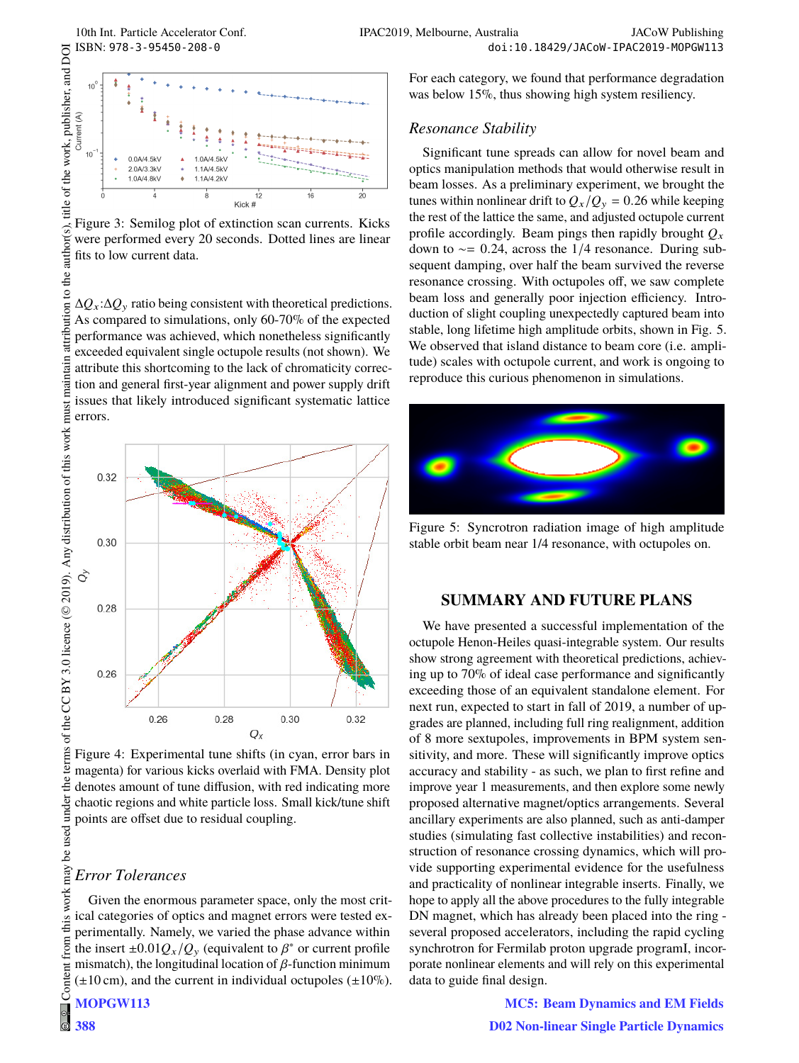Figure 3: Semilog plot of extinction scan currents. Kicks were performed every 20 seconds. Dotted lines are linear fits to low current data.

$\Delta Q_x$:$\Delta Q_y$ ratio being consistent with theoretical predictions. As compared to simulations, only 60-70% of the expected performance was achieved, which nonetheless significantly exceeded equivalent single octupole results (not shown). We attribute this shortcoming to the lack of chromaticity correction and general first-year alignment and power supply drift issues that likely introduced significant systematic lattice errors.

Figure 4: Experimental tune shifts (in cyan, error bars in magenta) for various kicks overlaid with FMA. Density plot denotes amount of tune diffusion, with red indicating more chaotic regions and white particle loss. Small kick/tune shift points are offset due to residual coupling.

### *Error Tolerances*

Given the enormous parameter space, only the most critical categories of optics and magnet errors were tested experimentally. Namely, we varied the phase advance within the insert $\pm 0.01 Q_x/Q_y$ (equivalent to $\beta^*$ or current profile mismatch), the longitudinal location of $\beta$-function minimum ($\pm 10$ cm), and the current in individual octupoles ($\pm 10\%$). For each category, we found that performance degradation was below 15%, thus showing high system resiliency.

### *Resonance Stability*

Significant tune spreads can allow for novel beam and optics manipulation methods that would otherwise result in beam losses. As a preliminary experiment, we brought the tunes within nonlinear drift to $Q_x/Q_y = 0.26$ while keeping the rest of the lattice the same, and adjusted octupole current profile accordingly. Beam pings then rapidly brought $Q_x$ down to $\sim= 0.24$, across the $1/4$ resonance. During subsequent damping, over half the beam survived the reverse resonance crossing. With octupoles off, we saw complete beam loss and generally poor injection efficiency. Introduction of slight coupling unexpectedly captured beam into stable, long lifetime high amplitude orbits, shown in Fig. 5. We observed that island distance to beam core (i.e. amplitude) scales with octupole current, and work is ongoing to reproduce this curious phenomenon in simulations.

Figure 5: Syncrotron radiation image of high amplitude stable orbit beam near 1/4 resonance, with octupoles on.

## SUMMARY AND FUTURE PLANS

We have presented a successful implementation of the octupole Henon-Heiles quasi-integrable system. Our results show strong agreement with theoretical predictions, achieving up to 70% of ideal case performance and significantly exceeding those of an equivalent standalone element. For next run, expected to start in fall of 2019, a number of upgrades are planned, including full ring realignment, addition of 8 more sextupoles, improvements in BPM system sensitivity, and more. These will significantly improve optics accuracy and stability - as such, we plan to first refine and improve year 1 measurements, and then explore some newly proposed alternative magnet/optics arrangements. Several ancillary experiments are also planned, such as anti-damper studies (simulating fast collective instabilities) and reconstruction of resonance crossing dynamics, which will provide supporting experimental evidence for the usefulness and practicality of nonlinear integrable inserts. Finally, we hope to apply all the above procedures to the fully integrable DN magnet, which has already been placed into the ring - several proposed accelerators, including the rapid cycling synchrotron for Fermilab proton upgrade programI, incorporate nonlinear elements and will rely on this experimental data to guide final design.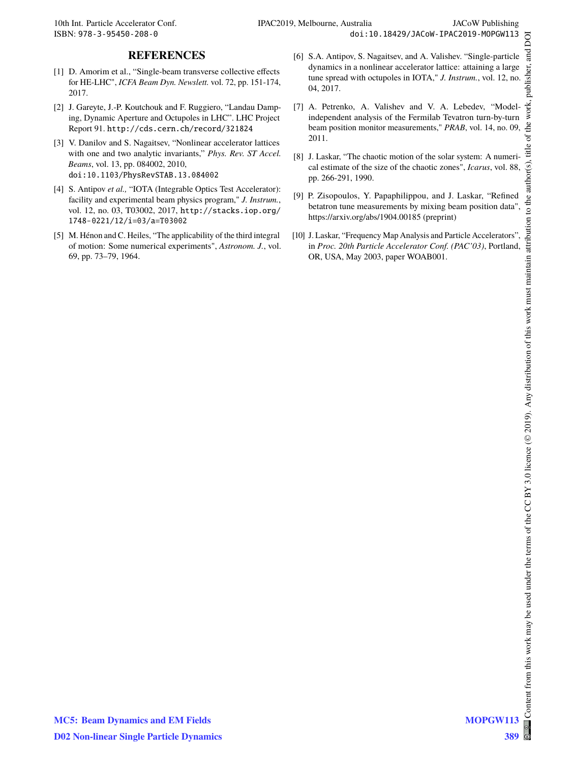## REFERENCES

[1] D. Amorim et al., "Single-beam transverse collective effects for HE-LHC", *ICFA Beam Dyn. Newslett.* vol. 72, pp. 151-174, 2017.

[2] J. Gareyte, J.-P. Koutchouk and F. Ruggiero, "Landau Damping, Dynamic Aperture and Octupoles in LHC". LHC Project Report 91. http://cds.cern.ch/record/321824

[3] V. Danilov and S. Nagaitsev, "Nonlinear accelerator lattices with one and two analytic invariants," *Phys. Rev. ST Accel. Beams*, vol. 13, pp. 084002, 2010, doi:10.1103/PhysRevSTAB.13.084002

[4] S. Antipov *et al.,* "IOTA (Integrable Optics Test Accelerator): facility and experimental beam physics program," *J. Instrum.*, vol. 12, no. 03, T03002, 2017, http://stacks.iop.org/1748-0221/12/i=03/a=T03002

[5] M. Hénon and C. Heiles, "The applicability of the third integral of motion: Some numerical experiments", *Astronom. J.*, vol. 69, pp. 73–79, 1964.

[6] S.A. Antipov, S. Nagaitsev, and A. Valishev. "Single-particle dynamics in a nonlinear accelerator lattice: attaining a large tune spread with octupoles in IOTA," *J. Instrum.*, vol. 12, no. 04, 2017.

[7] A. Petrenko, A. Valishev and V. A. Lebedev, "Model-independent analysis of the Fermilab Tevatron turn-by-turn beam position monitor measurements," *PRAB*, vol. 14, no. 09, 2011.

[8] J. Laskar, "The chaotic motion of the solar system: A numerical estimate of the size of the chaotic zones", *Icarus*, vol. 88, pp. 266-291, 1990.

[9] P. Zisopoulos, Y. Papaphilippou, and J. Laskar, "Refined betatron tune measurements by mixing beam position data", https://arxiv.org/abs/1904.00185 (preprint)

[10] J. Laskar, "Frequency Map Analysis and Particle Accelerators", in *Proc. 20th Particle Accelerator Conf. (PAC'03)*, Portland, OR, USA, May 2003, paper WOAB001.